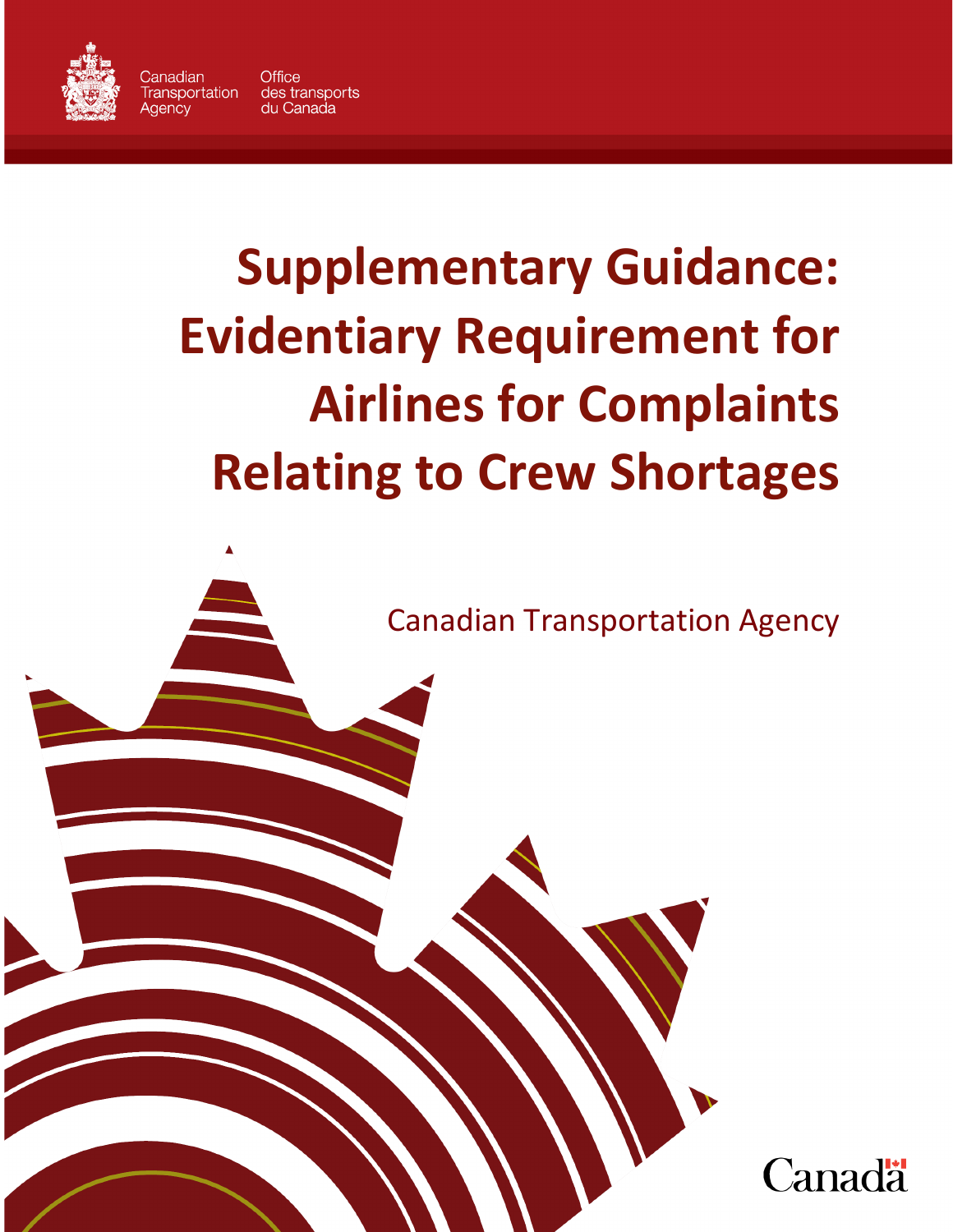Canadian Transportation Agency

Office des transports du Canada

# Supplementary Guidance: Evidentiary Requirement for Airlines for Complaints Relating to Crew Shortages

Canadian Transportation Agency

Canada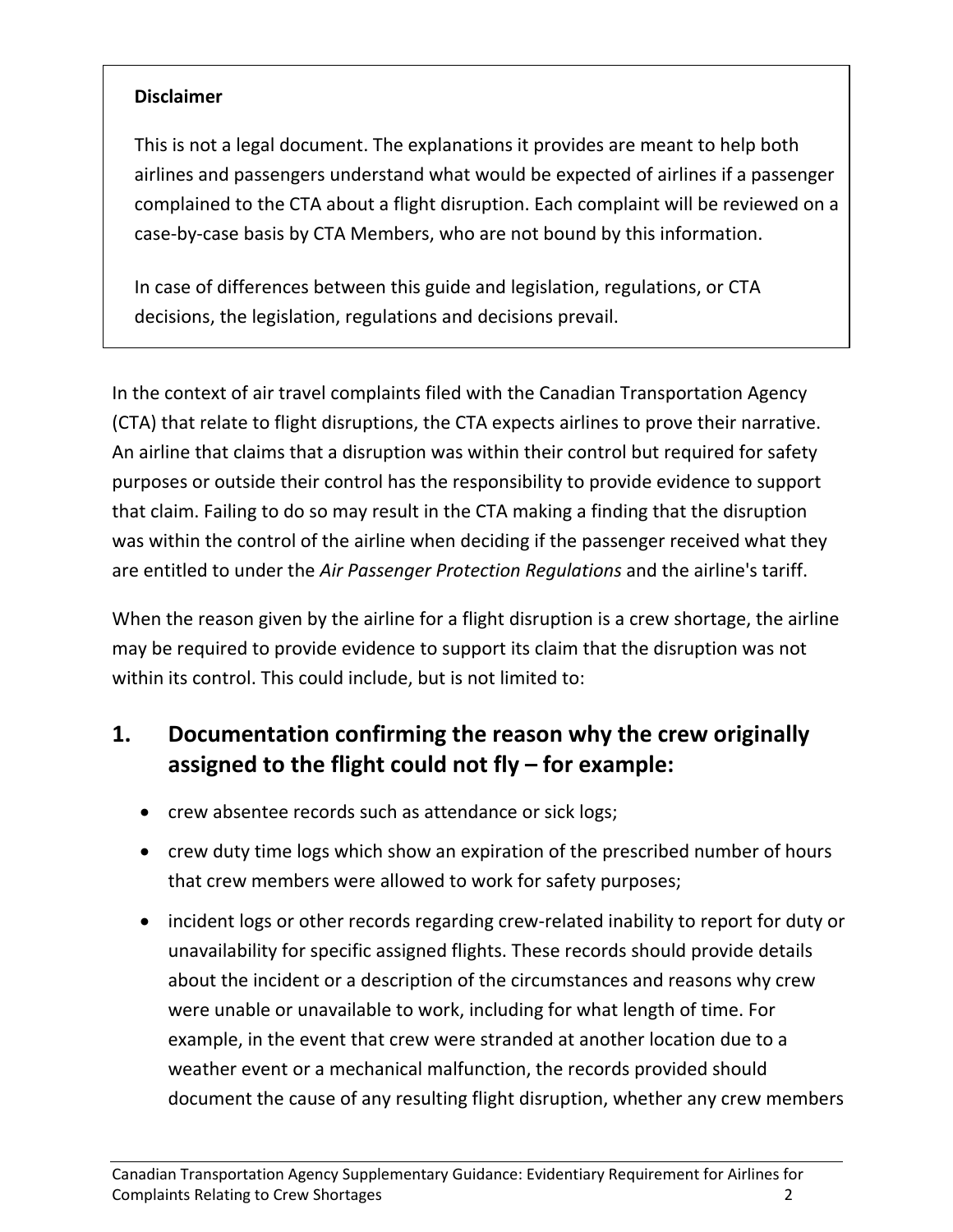> **Disclaimer**
>
> This is not a legal document. The explanations it provides are meant to help both airlines and passengers understand what would be expected of airlines if a passenger complained to the CTA about a flight disruption. Each complaint will be reviewed on a case-by-case basis by CTA Members, who are not bound by this information.
>
> In case of differences between this guide and legislation, regulations, or CTA decisions, the legislation, regulations and decisions prevail.

In the context of air travel complaints filed with the Canadian Transportation Agency (CTA) that relate to flight disruptions, the CTA expects airlines to prove their narrative. An airline that claims that a disruption was within their control but required for safety purposes or outside their control has the responsibility to provide evidence to support that claim. Failing to do so may result in the CTA making a finding that the disruption was within the control of the airline when deciding if the passenger received what they are entitled to under the *Air Passenger Protection Regulations* and the airline's tariff.

When the reason given by the airline for a flight disruption is a crew shortage, the airline may be required to provide evidence to support its claim that the disruption was not within its control. This could include, but is not limited to:

## 1. Documentation confirming the reason why the crew originally assigned to the flight could not fly – for example:

- crew absentee records such as attendance or sick logs;
- crew duty time logs which show an expiration of the prescribed number of hours that crew members were allowed to work for safety purposes;
- incident logs or other records regarding crew-related inability to report for duty or unavailability for specific assigned flights. These records should provide details about the incident or a description of the circumstances and reasons why crew were unable or unavailable to work, including for what length of time. For example, in the event that crew were stranded at another location due to a weather event or a mechanical malfunction, the records provided should document the cause of any resulting flight disruption, whether any crew members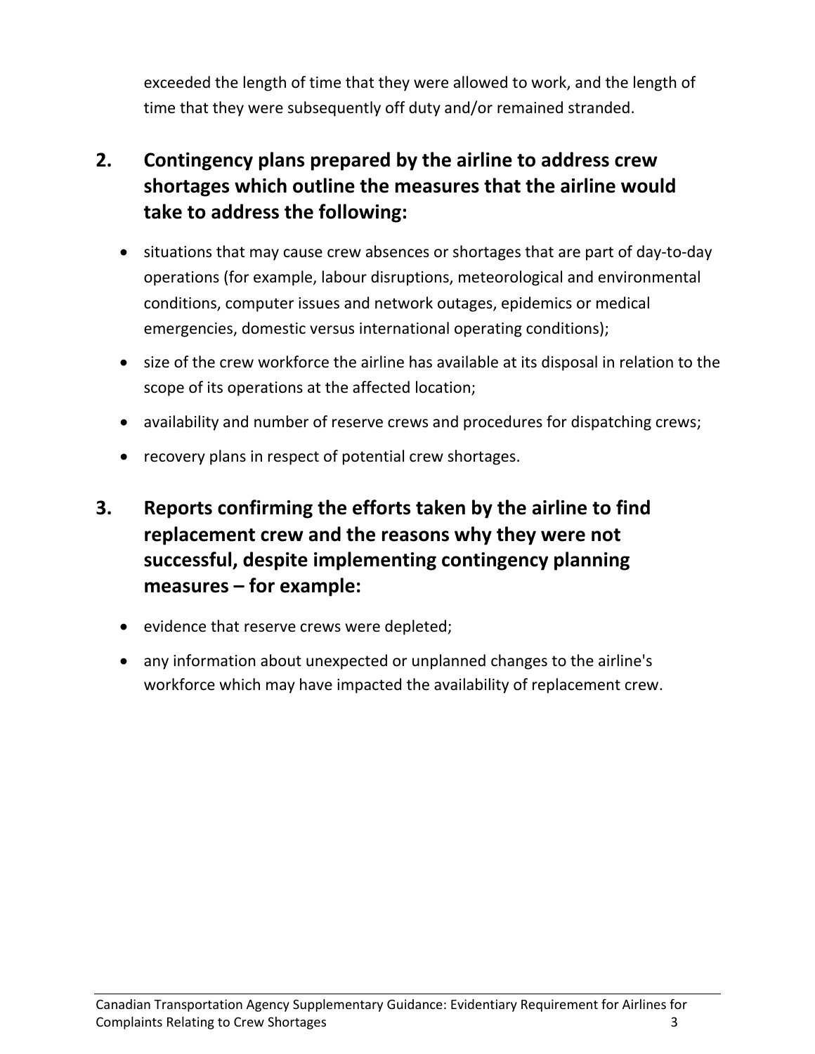exceeded the length of time that they were allowed to work, and the length of time that they were subsequently off duty and/or remained stranded.

## 2. Contingency plans prepared by the airline to address crew shortages which outline the measures that the airline would take to address the following:

- situations that may cause crew absences or shortages that are part of day-to-day operations (for example, labour disruptions, meteorological and environmental conditions, computer issues and network outages, epidemics or medical emergencies, domestic versus international operating conditions);
- size of the crew workforce the airline has available at its disposal in relation to the scope of its operations at the affected location;
- availability and number of reserve crews and procedures for dispatching crews;
- recovery plans in respect of potential crew shortages.

## 3. Reports confirming the efforts taken by the airline to find replacement crew and the reasons why they were not successful, despite implementing contingency planning measures – for example:

- evidence that reserve crews were depleted;
- any information about unexpected or unplanned changes to the airline's workforce which may have impacted the availability of replacement crew.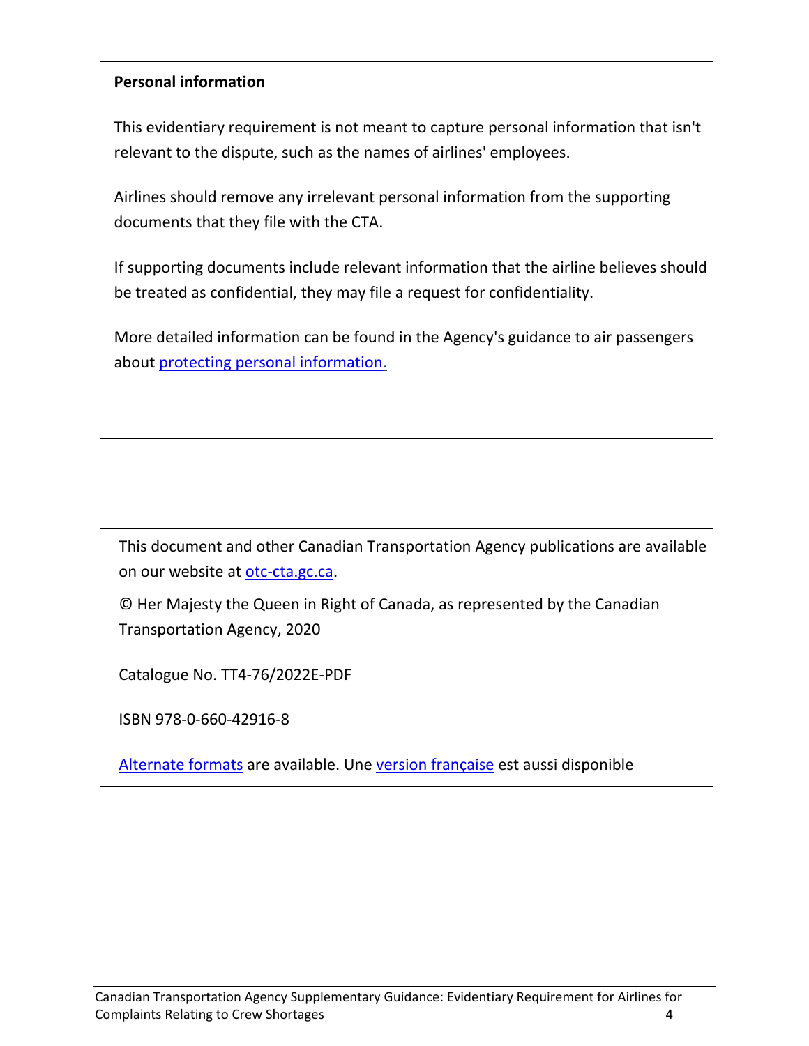**Personal information**

This evidentiary requirement is not meant to capture personal information that isn't relevant to the dispute, such as the names of airlines' employees.

Airlines should remove any irrelevant personal information from the supporting documents that they file with the CTA.

If supporting documents include relevant information that the airline believes should be treated as confidential, they may file a request for confidentiality.

More detailed information can be found in the Agency's guidance to air passengers about protecting personal information.

This document and other Canadian Transportation Agency publications are available on our website at otc-cta.gc.ca.

© Her Majesty the Queen in Right of Canada, as represented by the Canadian Transportation Agency, 2020

Catalogue No. TT4-76/2022E-PDF

ISBN 978-0-660-42916-8

Alternate formats are available. Une version française est aussi disponible